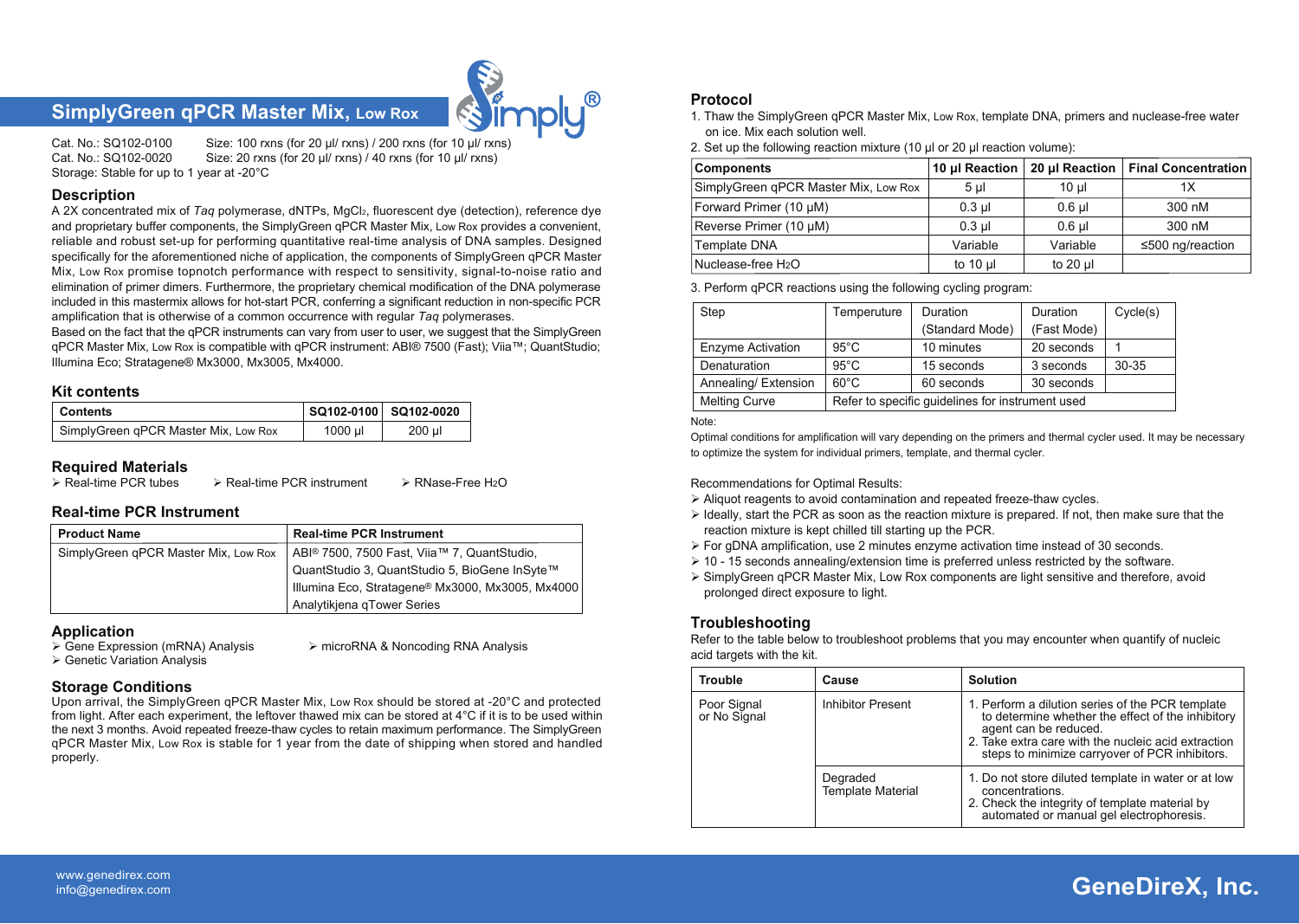# SimplyGreen qPCR Master Mix, Low Rox

Cat. No.: SQ102-0100 Size: 100 rxns (for 20 µl/ rxns) / 200 rxns (for 10 µl/ rxns)
Cat. No.: SQ102-0020 Size: 20 rxns (for 20 µl/ rxns) / 40 rxns (for 10 µl/ rxns)
Storage: Stable for up to 1 year at -20°C

## Description

A 2X concentrated mix of *Taq* polymerase, dNTPs, $MgCl_2$, fluorescent dye (detection), reference dye and proprietary buffer components, the SimplyGreen qPCR Master Mix, Low Rox provides a convenient, reliable and robust set-up for performing quantitative real-time analysis of DNA samples. Designed specifically for the aforementioned niche of application, the components of SimplyGreen qPCR Master Mix, Low Rox promise topnotch performance with respect to sensitivity, signal-to-noise ratio and elimination of primer dimers. Furthermore, the proprietary chemical modification of the DNA polymerase included in this mastermix allows for hot-start PCR, conferring a significant reduction in non-specific PCR amplification that is otherwise of a common occurrence with regular *Taq* polymerases.

Based on the fact that the qPCR instruments can vary from user to user, we suggest that the SimplyGreen qPCR Master Mix, Low Rox is compatible with qPCR instrument: ABI® 7500 (Fast); Viia™; QuantStudio; Illumina Eco; Stratagene® Mx3000, Mx3005, Mx4000.

## Kit contents

| Contents | SQ102-0100 | SQ102-0020 |
|---|---|---|
| SimplyGreen qPCR Master Mix, Low Rox | 1000 µl | 200 µl |

## Required Materials

- Real-time PCR tubes
- Real-time PCR instrument
- RNase-Free $H_2O$

## Real-time PCR Instrument

| Product Name | Real-time PCR Instrument |
|---|---|
| SimplyGreen qPCR Master Mix, Low Rox | ABI® 7500, 7500 Fast, Viia™ 7, QuantStudio, QuantStudio 3, QuantStudio 5, BioGene InSyte™ Illumina Eco, Stratagene® Mx3000, Mx3005, Mx4000 Analytikjena qTower Series |

## Application

- Gene Expression (mRNA) Analysis
- microRNA & Noncoding RNA Analysis
- Genetic Variation Analysis

## Storage Conditions

Upon arrival, the SimplyGreen qPCR Master Mix, Low Rox should be stored at -20°C and protected from light. After each experiment, the leftover thawed mix can be stored at 4°C if it is to be used within the next 3 months. Avoid repeated freeze-thaw cycles to retain maximum performance. The SimplyGreen qPCR Master Mix, Low Rox is stable for 1 year from the date of shipping when stored and handled properly.

## Protocol

1. Thaw the SimplyGreen qPCR Master Mix, Low Rox, template DNA, primers and nuclease-free water on ice. Mix each solution well.
2. Set up the following reaction mixture (10 µl or 20 µl reaction volume):

| Components | 10 µl Reaction | 20 µl Reaction | Final Concentration |
|---|---|---|---|
| SimplyGreen qPCR Master Mix, Low Rox | 5 µl | 10 µl | 1X |
| Forward Primer (10 µM) | 0.3 µl | 0.6 µl | 300 nM |
| Reverse Primer (10 µM) | 0.3 µl | 0.6 µl | 300 nM |
| Template DNA | Variable | Variable | ≤500 ng/reaction |
| Nuclease-free $H_2O$ | to 10 µl | to 20 µl | |

3. Perform qPCR reactions using the following cycling program:

| Step | Temperuture | Duration (Standard Mode) | Duration (Fast Mode) | Cycle(s) |
|---|---|---|---|---|
| Enzyme Activation | 95°C | 10 minutes | 20 seconds | 1 |
| Denaturation | 95°C | 15 seconds | 3 seconds | 30-35 |
| Annealing/ Extension | 60°C | 60 seconds | 30 seconds | |
| Melting Curve | Refer to specific guidelines for instrument used | | | |

Note:
Optimal conditions for amplification will vary depending on the primers and thermal cycler used. It may be necessary to optimize the system for individual primers, template, and thermal cycler.

Recommendations for Optimal Results:

- Aliquot reagents to avoid contamination and repeated freeze-thaw cycles.
- Ideally, start the PCR as soon as the reaction mixture is prepared. If not, then make sure that the reaction mixture is kept chilled till starting up the PCR.
- For gDNA amplification, use 2 minutes enzyme activation time instead of 30 seconds.
- 10 - 15 seconds annealing/extension time is preferred unless restricted by the software.
- SimplyGreen qPCR Master Mix, Low Rox components are light sensitive and therefore, avoid prolonged direct exposure to light.

## Troubleshooting

Refer to the table below to troubleshoot problems that you may encounter when quantify of nucleic acid targets with the kit.

| Trouble | Cause | Solution |
|---|---|---|
| Poor Signal or No Signal | Inhibitor Present | 1. Perform a dilution series of the PCR template to determine whether the effect of the inhibitory agent can be reduced. 2. Take extra care with the nucleic acid extraction steps to minimize carryover of PCR inhibitors. |
| | Degraded Template Material | 1. Do not store diluted template in water or at low concentrations. 2. Check the integrity of template material by automated or manual gel electrophoresis. |

www.genedirex.com
info@genedirex.com

**GeneDireX, Inc.**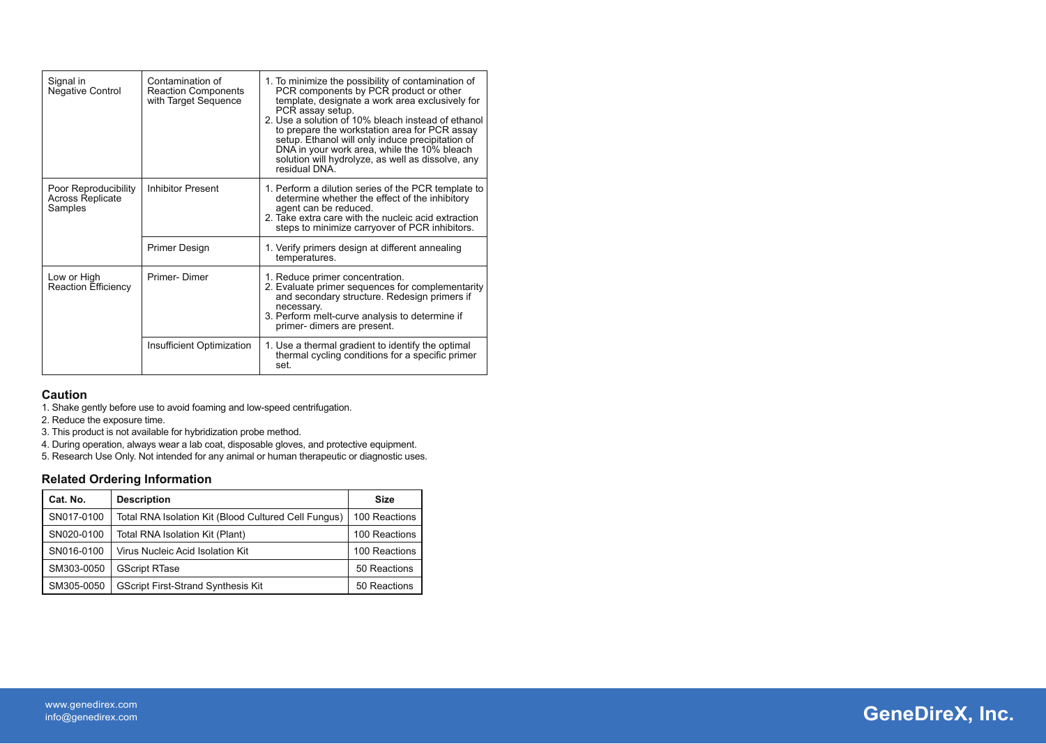| | | |
|---|---|---|
| Signal in Negative Control | Contamination of Reaction Components with Target Sequence | 1. To minimize the possibility of contamination of PCR components by PCR product or other template, designate a work area exclusively for PCR assay setup.<br>2. Use a solution of 10% bleach instead of ethanol to prepare the workstation area for PCR assay setup. Ethanol will only induce precipitation of DNA in your work area, while the 10% bleach solution will hydrolyze, as well as dissolve, any residual DNA. |
| Poor Reproducibility Across Replicate Samples | Inhibitor Present | 1. Perform a dilution series of the PCR template to determine whether the effect of the inhibitory agent can be reduced.<br>2. Take extra care with the nucleic acid extraction steps to minimize carryover of PCR inhibitors. |
| | Primer Design | 1. Verify primers design at different annealing temperatures. |
| Low or High Reaction Efficiency | Primer- Dimer | 1. Reduce primer concentration.<br>2. Evaluate primer sequences for complementarity and secondary structure. Redesign primers if necessary.<br>3. Perform melt-curve analysis to determine if primer- dimers are present. |
| | Insufficient Optimization | 1. Use a thermal gradient to identify the optimal thermal cycling conditions for a specific primer set. |

### Caution

1. Shake gently before use to avoid foaming and low-speed centrifugation.
2. Reduce the exposure time.
3. This product is not available for hybridization probe method.
4. During operation, always wear a lab coat, disposable gloves, and protective equipment.
5. Research Use Only. Not intended for any animal or human therapeutic or diagnostic uses.

### Related Ordering Information

| Cat. No. | Description | Size |
|---|---|---|
| SN017-0100 | Total RNA Isolation Kit (Blood Cultured Cell Fungus) | 100 Reactions |
| SN020-0100 | Total RNA Isolation Kit (Plant) | 100 Reactions |
| SN016-0100 | Virus Nucleic Acid Isolation Kit | 100 Reactions |
| SM303-0050 | GScript RTase | 50 Reactions |
| SM305-0050 | GScript First-Strand Synthesis Kit | 50 Reactions |

www.genedirex.com
info@genedirex.com

**GeneDireX, Inc.**